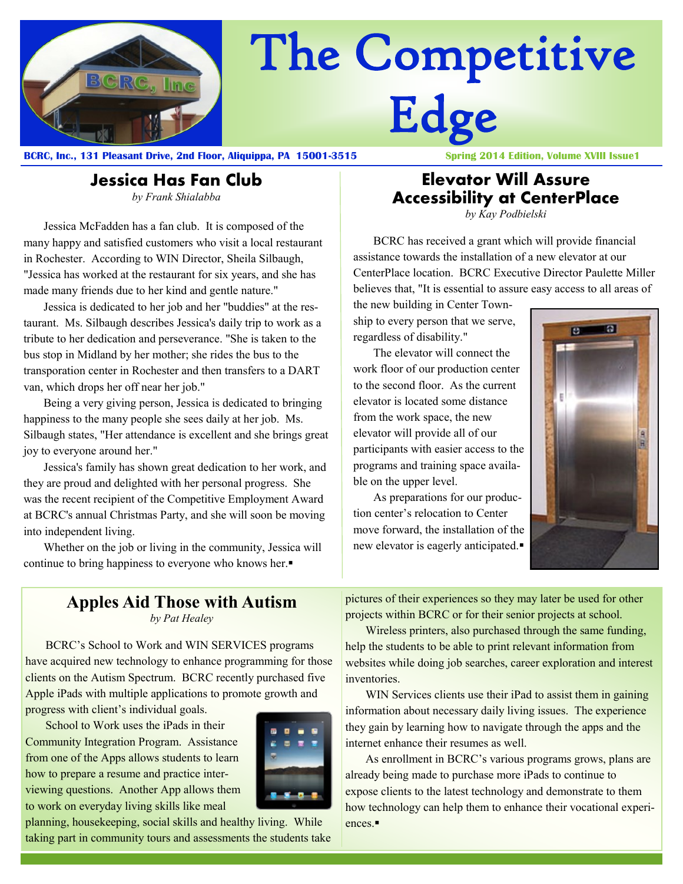# The Competitive Edge

**BCRC, Inc., 131 Pleasant Drive, 2nd Floor, Aliquippa, PA 15001-3515**

**Spring 2014 Edition, Volume XVIII Issue1**

## Jessica Has Fan Club

*by Frank Shialabba*

Jessica McFadden has a fan club. It is composed of the many happy and satisfied customers who visit a local restaurant in Rochester. According to WIN Director, Sheila Silbaugh, "Jessica has worked at the restaurant for six years, and she has made many friends due to her kind and gentle nature."

Jessica is dedicated to her job and her "buddies" at the restaurant. Ms. Silbaugh describes Jessica's daily trip to work as a tribute to her dedication and perseverance. "She is taken to the bus stop in Midland by her mother; she rides the bus to the transporation center in Rochester and then transfers to a DART van, which drops her off near her job."

Being a very giving person, Jessica is dedicated to bringing happiness to the many people she sees daily at her job. Ms. Silbaugh states, "Her attendance is excellent and she brings great joy to everyone around her."

Jessica's family has shown great dedication to her work, and they are proud and delighted with her personal progress. She was the recent recipient of the Competitive Employment Award at BCRC's annual Christmas Party, and she will soon be moving into independent living.

Whether on the job or living in the community, Jessica will continue to bring happiness to everyone who knows her.▪

## Elevator Will Assure Accessibility at CenterPlace

*by Kay Podbielski*

BCRC has received a grant which will provide financial assistance towards the installation of a new elevator at our CenterPlace location. BCRC Executive Director Paulette Miller believes that, "It is essential to assure easy access to all areas of the new building in Center Township to every person that we serve, regardless of disability."

The elevator will connect the work floor of our production center to the second floor. As the current elevator is located some distance from the work space, the new elevator will provide all of our participants with easier access to the programs and training space available on the upper level.

As preparations for our production center's relocation to Center move forward, the installation of the new elevator is eagerly anticipated.▪

## Apples Aid Those with Autism

*by Pat Healey*

BCRC's School to Work and WIN SERVICES programs have acquired new technology to enhance programming for those clients on the Autism Spectrum. BCRC recently purchased five Apple iPads with multiple applications to promote growth and progress with client's individual goals.

School to Work uses the iPads in their Community Integration Program. Assistance from one of the Apps allows students to learn how to prepare a resume and practice interviewing questions. Another App allows them to work on everyday living skills like meal planning, housekeeping, social skills and healthy living. While taking part in community tours and assessments the students take pictures of their experiences so they may later be used for other projects within BCRC or for their senior projects at school.

Wireless printers, also purchased through the same funding, help the students to be able to print relevant information from websites while doing job searches, career exploration and interest inventories.

WIN Services clients use their iPad to assist them in gaining information about necessary daily living issues. The experience they gain by learning how to navigate through the apps and the internet enhance their resumes as well.

As enrollment in BCRC's various programs grows, plans are already being made to purchase more iPads to continue to expose clients to the latest technology and demonstrate to them how technology can help them to enhance their vocational experiences.▪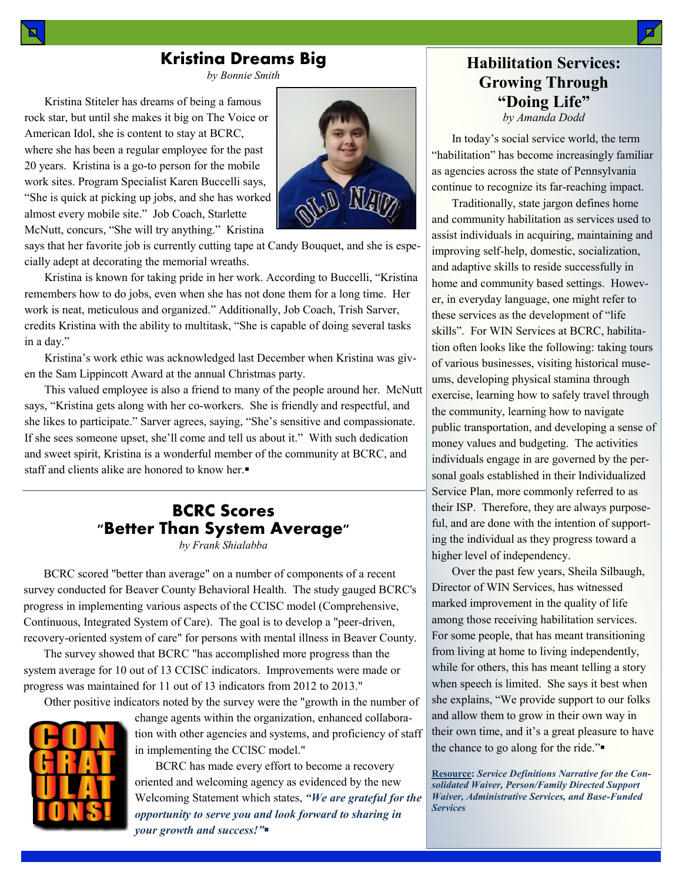## Kristina Dreams Big

*by Bonnie Smith*

Kristina Stiteler has dreams of being a famous rock star, but until she makes it big on The Voice or American Idol, she is content to stay at BCRC, where she has been a regular employee for the past 20 years. Kristina is a go-to person for the mobile work sites. Program Specialist Karen Buccelli says, “She is quick at picking up jobs, and she has worked almost every mobile site.” Job Coach, Starlette McNutt, concurs, “She will try anything.” Kristina says that her favorite job is currently cutting tape at Candy Bouquet, and she is especially adept at decorating the memorial wreaths.

Kristina is known for taking pride in her work. According to Buccelli, “Kristina remembers how to do jobs, even when she has not done them for a long time. Her work is neat, meticulous and organized.” Additionally, Job Coach, Trish Sarver, credits Kristina with the ability to multitask, “She is capable of doing several tasks in a day.”

Kristina’s work ethic was acknowledged last December when Kristina was given the Sam Lippincott Award at the annual Christmas party.

This valued employee is also a friend to many of the people around her. McNutt says, “Kristina gets along with her co-workers. She is friendly and respectful, and she likes to participate.” Sarver agrees, saying, “She’s sensitive and compassionate. If she sees someone upset, she’ll come and tell us about it.” With such dedication and sweet spirit, Kristina is a wonderful member of the community at BCRC, and staff and clients alike are honored to know her.▪

## BCRC Scores "Better Than System Average"

*by Frank Shialabba*

BCRC scored "better than average" on a number of components of a recent survey conducted for Beaver County Behavioral Health. The study gauged BCRC's progress in implementing various aspects of the CCISC model (Comprehensive, Continuous, Integrated System of Care). The goal is to develop a "peer-driven, recovery-oriented system of care" for persons with mental illness in Beaver County.

The survey showed that BCRC "has accomplished more progress than the system average for 10 out of 13 CCISC indicators. Improvements were made or progress was maintained for 11 out of 13 indicators from 2012 to 2013."

Other positive indicators noted by the survey were the "growth in the number of change agents within the organization, enhanced collaboration with other agencies and systems, and proficiency of staff in implementing the CCISC model."

BCRC has made every effort to become a recovery oriented and welcoming agency as evidenced by the new Welcoming Statement which states, ***“We are grateful for the opportunity to serve you and look forward to sharing in your growth and success!”***▪

## Habilitation Services: Growing Through “Doing Life”

*by Amanda Dodd*

In today’s social service world, the term “habilitation” has become increasingly familiar as agencies across the state of Pennsylvania continue to recognize its far-reaching impact.

Traditionally, state jargon defines home and community habilitation as services used to assist individuals in acquiring, maintaining and improving self-help, domestic, socialization, and adaptive skills to reside successfully in home and community based settings. However, in everyday language, one might refer to these services as the development of “life skills”. For WIN Services at BCRC, habilitation often looks like the following: taking tours of various businesses, visiting historical museums, developing physical stamina through exercise, learning how to safely travel through the community, learning how to navigate public transportation, and developing a sense of money values and budgeting. The activities individuals engage in are governed by the personal goals established in their Individualized Service Plan, more commonly referred to as their ISP. Therefore, they are always purposeful, and are done with the intention of supporting the individual as they progress toward a higher level of independency.

Over the past few years, Sheila Silbaugh, Director of WIN Services, has witnessed marked improvement in the quality of life among those receiving habilitation services. For some people, that has meant transitioning from living at home to living independently, while for others, this has meant telling a story when speech is limited. She says it best when she explains, “We provide support to our folks and allow them to grow in their own way in their own time, and it’s a great pleasure to have the chance to go along for the ride.”▪

**Resource:** ***Service Definitions Narrative for the Consolidated Waiver, Person/Family Directed Support Waiver, Administrative Services, and Base-Funded Services***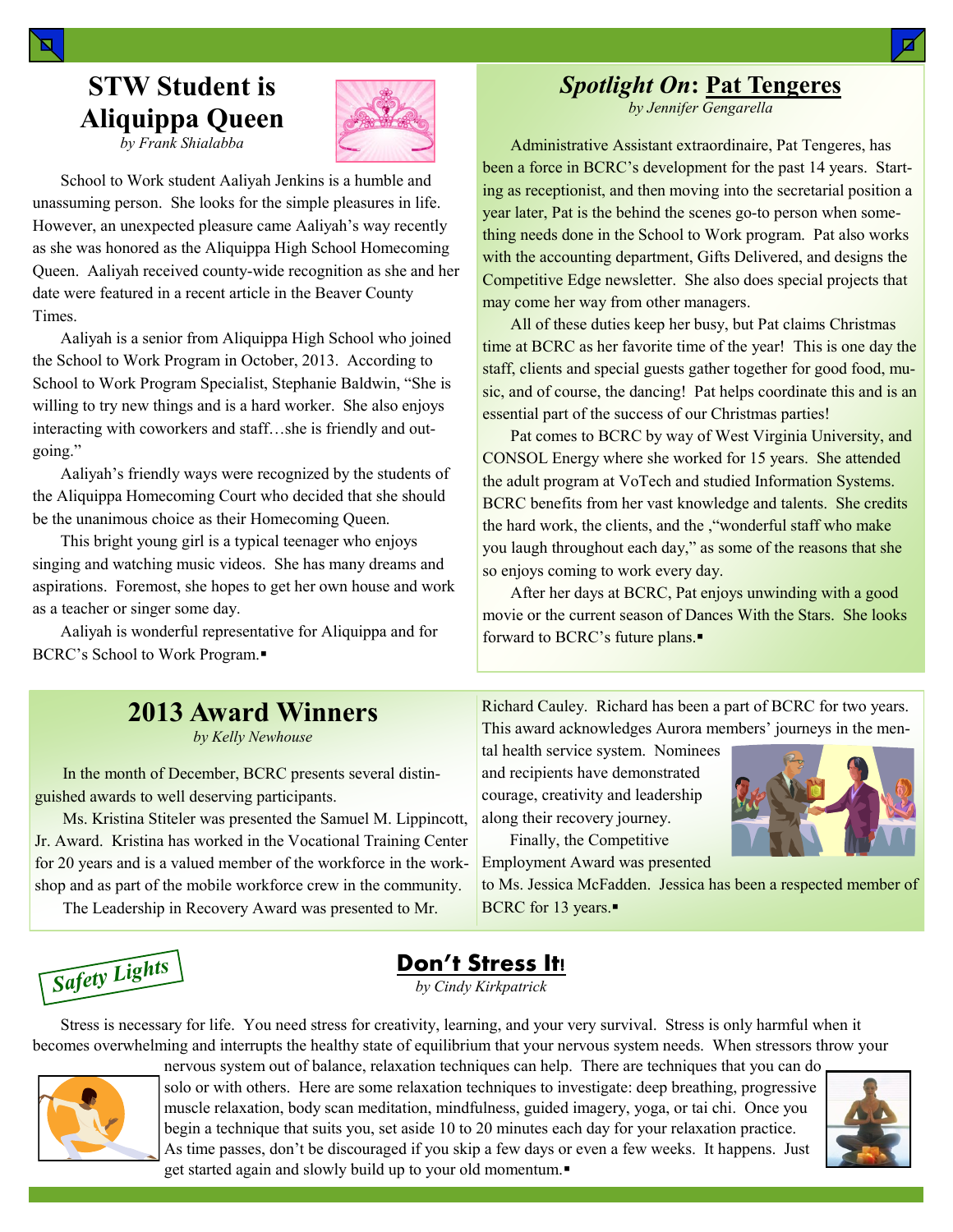## STW Student is Aliquippa Queen

*by Frank Shialabba*

School to Work student Aaliyah Jenkins is a humble and unassuming person. She looks for the simple pleasures in life. However, an unexpected pleasure came Aaliyah's way recently as she was honored as the Aliquippa High School Homecoming Queen. Aaliyah received county-wide recognition as she and her date were featured in a recent article in the Beaver County Times.

Aaliyah is a senior from Aliquippa High School who joined the School to Work Program in October, 2013. According to School to Work Program Specialist, Stephanie Baldwin, "She is willing to try new things and is a hard worker. She also enjoys interacting with coworkers and staff…she is friendly and outgoing."

Aaliyah's friendly ways were recognized by the students of the Aliquippa Homecoming Court who decided that she should be the unanimous choice as their Homecoming Queen.

This bright young girl is a typical teenager who enjoys singing and watching music videos. She has many dreams and aspirations. Foremost, she hopes to get her own house and work as a teacher or singer some day.

Aaliyah is wonderful representative for Aliquippa and for BCRC's School to Work Program.▪

## *Spotlight On*: Pat Tengeres

*by Jennifer Gengarella*

Administrative Assistant extraordinaire, Pat Tengeres, has been a force in BCRC's development for the past 14 years. Starting as receptionist, and then moving into the secretarial position a year later, Pat is the behind the scenes go-to person when something needs done in the School to Work program. Pat also works with the accounting department, Gifts Delivered, and designs the Competitive Edge newsletter. She also does special projects that may come her way from other managers.

All of these duties keep her busy, but Pat claims Christmas time at BCRC as her favorite time of the year! This is one day the staff, clients and special guests gather together for good food, music, and of course, the dancing! Pat helps coordinate this and is an essential part of the success of our Christmas parties!

Pat comes to BCRC by way of West Virginia University, and CONSOL Energy where she worked for 15 years. She attended the adult program at VoTech and studied Information Systems. BCRC benefits from her vast knowledge and talents. She credits the hard work, the clients, and the ,"wonderful staff who make you laugh throughout each day," as some of the reasons that she so enjoys coming to work every day.

After her days at BCRC, Pat enjoys unwinding with a good movie or the current season of Dances With the Stars. She looks forward to BCRC's future plans.▪

## 2013 Award Winners

*by Kelly Newhouse*

In the month of December, BCRC presents several distinguished awards to well deserving participants.

Ms. Kristina Stiteler was presented the Samuel M. Lippincott, Jr. Award. Kristina has worked in the Vocational Training Center for 20 years and is a valued member of the workforce in the workshop and as part of the mobile workforce crew in the community.

The Leadership in Recovery Award was presented to Mr. Richard Cauley. Richard has been a part of BCRC for two years. This award acknowledges Aurora members' journeys in the mental health service system. Nominees and recipients have demonstrated courage, creativity and leadership along their recovery journey.

Finally, the Competitive Employment Award was presented to Ms. Jessica McFadden. Jessica has been a respected member of BCRC for 13 years.▪

*Safety Lights*

## Don't Stress It!

*by Cindy Kirkpatrick*

Stress is necessary for life. You need stress for creativity, learning, and your very survival. Stress is only harmful when it becomes overwhelming and interrupts the healthy state of equilibrium that your nervous system needs. When stressors throw your nervous system out of balance, relaxation techniques can help. There are techniques that you can do solo or with others. Here are some relaxation techniques to investigate: deep breathing, progressive muscle relaxation, body scan meditation, mindfulness, guided imagery, yoga, or tai chi. Once you begin a technique that suits you, set aside 10 to 20 minutes each day for your relaxation practice. As time passes, don't be discouraged if you skip a few days or even a few weeks. It happens. Just get started again and slowly build up to your old momentum.▪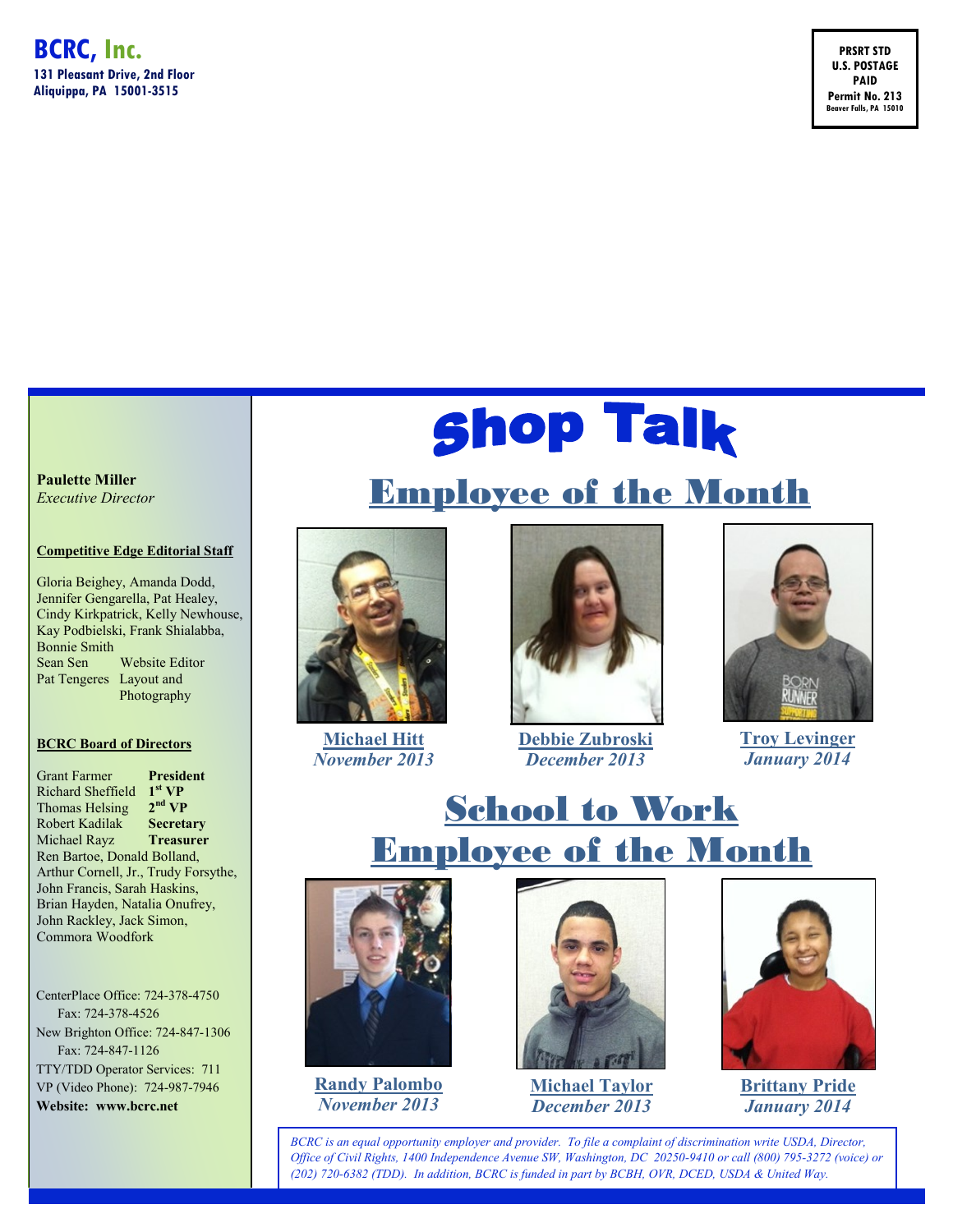**BCRC, Inc.**
**131 Pleasant Drive, 2nd Floor**
**Aliquippa, PA 15001-3515**

**PRSRT STD**
**U.S. POSTAGE**
**PAID**
**Permit No. 213**
**Beaver Falls, PA 15010**

**Paulette Miller**
*Executive Director*

**Competitive Edge Editorial Staff**

Gloria Beighey, Amanda Dodd, Jennifer Gengarella, Pat Healey, Cindy Kirkpatrick, Kelly Newhouse, Kay Podbielski, Frank Shialabba, Bonnie Smith
Sean Sen — Website Editor
Pat Tengeres — Layout and Photography

**BCRC Board of Directors**

Grant Farmer — **President**
Richard Sheffield — **1st VP**
Thomas Helsing — **2nd VP**
Robert Kadilak — **Secretary**
Michael Rayz — **Treasurer**
Ren Bartoe, Donald Bolland, Arthur Cornell, Jr., Trudy Forsythe, John Francis, Sarah Haskins, Brian Hayden, Natalia Onufrey, John Rackley, Jack Simon, Commora Woodfork

CenterPlace Office: 724-378-4750
Fax: 724-378-4526
New Brighton Office: 724-847-1306
Fax: 724-847-1126
TTY/TDD Operator Services: 711
VP (Video Phone): 724-987-7946
**Website: www.bcrc.net**

# Shop Talk

## Employee of the Month

**Michael Hitt**
*November 2013*

**Debbie Zubroski**
*December 2013*

**Troy Levinger**
*January 2014*

## School to Work Employee of the Month

**Randy Palombo**
*November 2013*

**Michael Taylor**
*December 2013*

**Brittany Pride**
*January 2014*

*BCRC is an equal opportunity employer and provider. To file a complaint of discrimination write USDA, Director, Office of Civil Rights, 1400 Independence Avenue SW, Washington, DC 20250-9410 or call (800) 795-3272 (voice) or (202) 720-6382 (TDD). In addition, BCRC is funded in part by BCBH, OVR, DCED, USDA & United Way.*